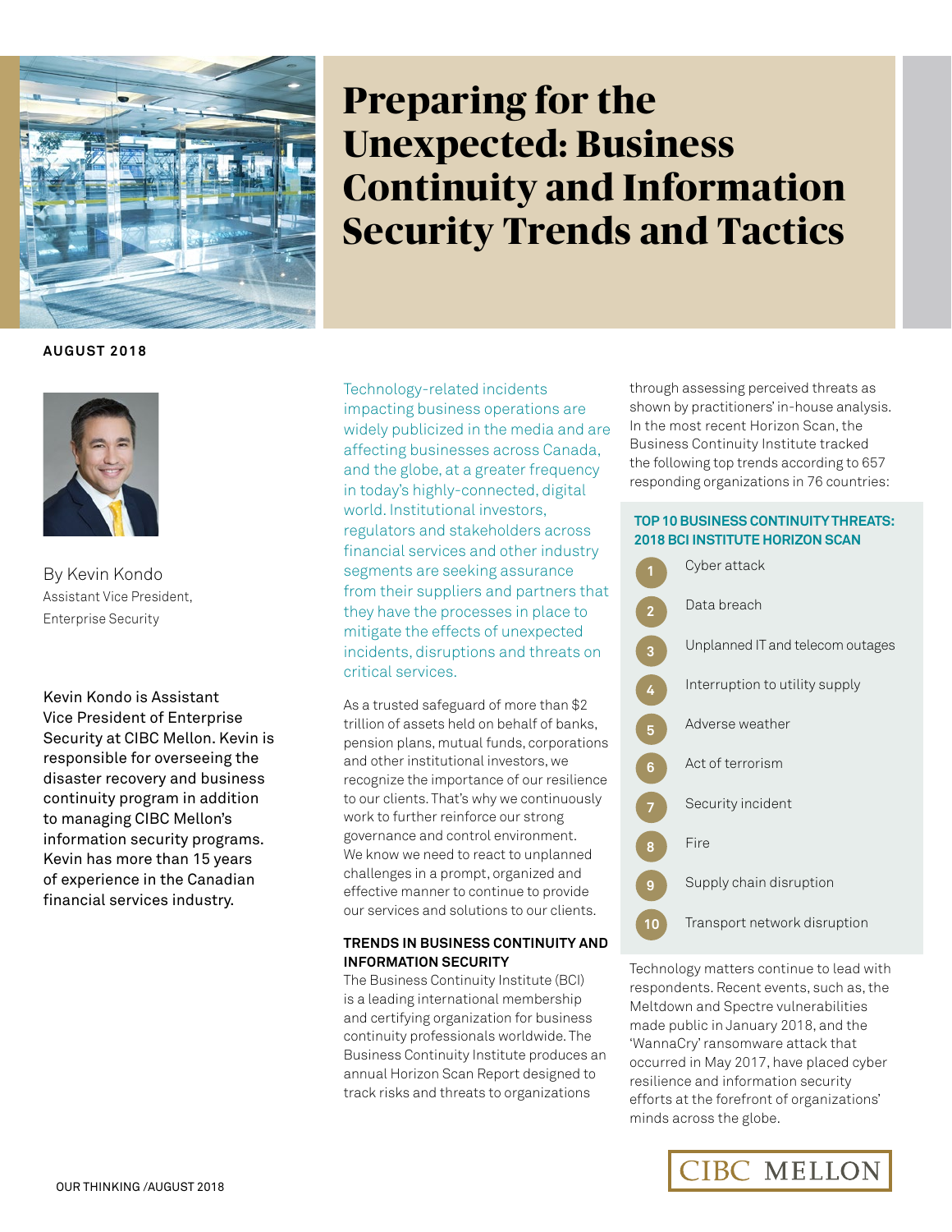# Preparing for the Unexpected: Business Continuity and Information Security Trends and Tactics

**AUGUST 2018**

By Kevin Kondo
Assistant Vice President,
Enterprise Security

Kevin Kondo is Assistant Vice President of Enterprise Security at CIBC Mellon. Kevin is responsible for overseeing the disaster recovery and business continuity program in addition to managing CIBC Mellon's information security programs. Kevin has more than 15 years of experience in the Canadian financial services industry.

Technology-related incidents impacting business operations are widely publicized in the media and are affecting businesses across Canada, and the globe, at a greater frequency in today's highly-connected, digital world. Institutional investors, regulators and stakeholders across financial services and other industry segments are seeking assurance from their suppliers and partners that they have the processes in place to mitigate the effects of unexpected incidents, disruptions and threats on critical services.

As a trusted safeguard of more than $2 trillion of assets held on behalf of banks, pension plans, mutual funds, corporations and other institutional investors, we recognize the importance of our resilience to our clients. That's why we continuously work to further reinforce our strong governance and control environment. We know we need to react to unplanned challenges in a prompt, organized and effective manner to continue to provide our services and solutions to our clients.

## TRENDS IN BUSINESS CONTINUITY AND INFORMATION SECURITY

The Business Continuity Institute (BCI) is a leading international membership and certifying organization for business continuity professionals worldwide. The Business Continuity Institute produces an annual Horizon Scan Report designed to track risks and threats to organizations through assessing perceived threats as shown by practitioners' in-house analysis. In the most recent Horizon Scan, the Business Continuity Institute tracked the following top trends according to 657 responding organizations in 76 countries:

**TOP 10 BUSINESS CONTINUITY THREATS: 2018 BCI INSTITUTE HORIZON SCAN**

1. Cyber attack
2. Data breach
3. Unplanned IT and telecom outages
4. Interruption to utility supply
5. Adverse weather
6. Act of terrorism
7. Security incident
8. Fire
9. Supply chain disruption
10. Transport network disruption

Technology matters continue to lead with respondents. Recent events, such as, the Meltdown and Spectre vulnerabilities made public in January 2018, and the 'WannaCry' ransomware attack that occurred in May 2017, have placed cyber resilience and information security efforts at the forefront of organizations' minds across the globe.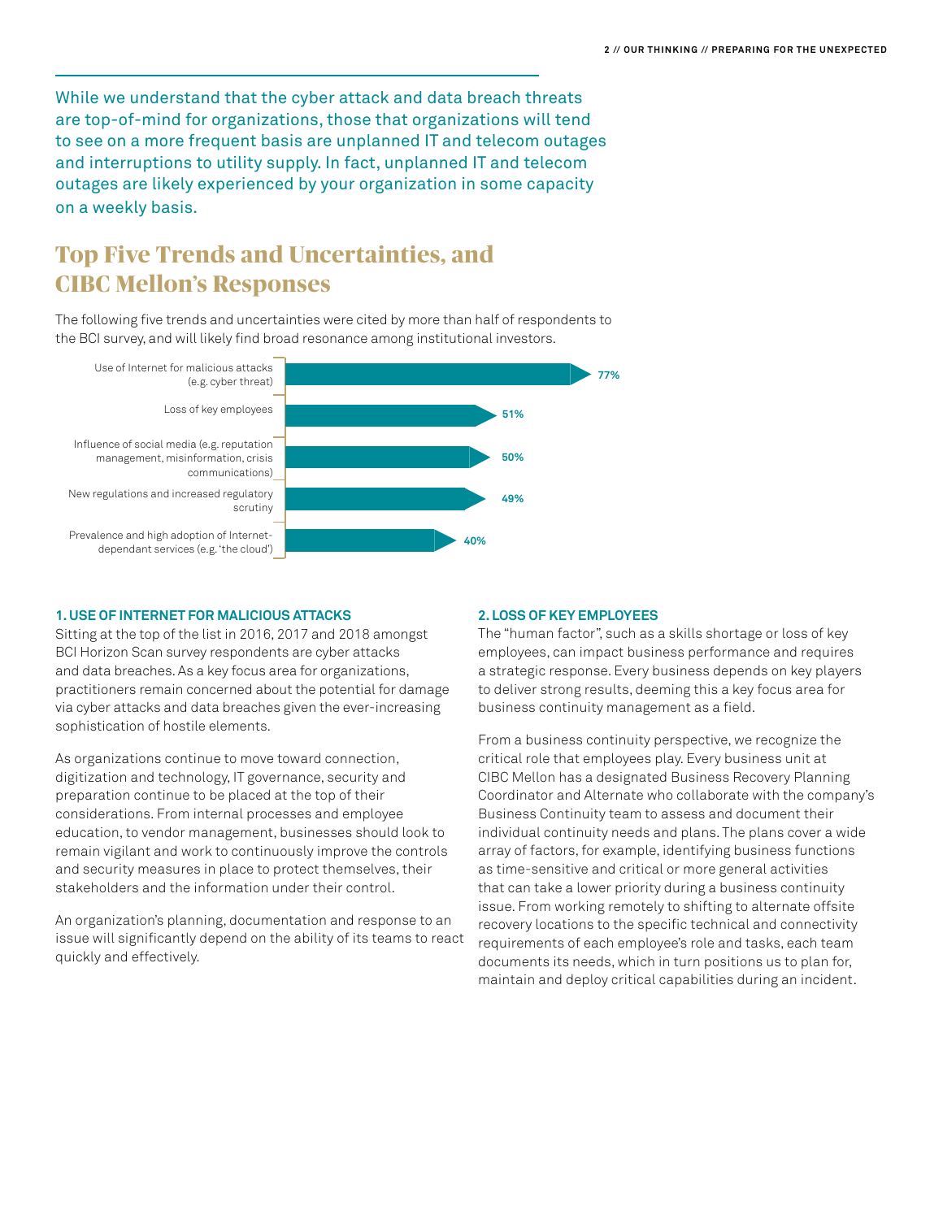While we understand that the cyber attack and data breach threats are top-of-mind for organizations, those that organizations will tend to see on a more frequent basis are unplanned IT and telecom outages and interruptions to utility supply. In fact, unplanned IT and telecom outages are likely experienced by your organization in some capacity on a weekly basis.

## Top Five Trends and Uncertainties, and CIBC Mellon's Responses

The following five trends and uncertainties were cited by more than half of respondents to the BCI survey, and will likely find broad resonance among institutional investors.

| Trend / Uncertainty | % |
|---|---|
| Use of Internet for malicious attacks (e.g. cyber threat) | 77% |
| Loss of key employees | 51% |
| Influence of social media (e.g. reputation management, misinformation, crisis communications) | 50% |
| New regulations and increased regulatory scrutiny | 49% |
| Prevalence and high adoption of Internet-dependant services (e.g. 'the cloud') | 40% |

### 1. USE OF INTERNET FOR MALICIOUS ATTACKS

Sitting at the top of the list in 2016, 2017 and 2018 amongst BCI Horizon Scan survey respondents are cyber attacks and data breaches. As a key focus area for organizations, practitioners remain concerned about the potential for damage via cyber attacks and data breaches given the ever-increasing sophistication of hostile elements.

As organizations continue to move toward connection, digitization and technology, IT governance, security and preparation continue to be placed at the top of their considerations. From internal processes and employee education, to vendor management, businesses should look to remain vigilant and work to continuously improve the controls and security measures in place to protect themselves, their stakeholders and the information under their control.

An organization's planning, documentation and response to an issue will significantly depend on the ability of its teams to react quickly and effectively.

### 2. LOSS OF KEY EMPLOYEES

The "human factor", such as a skills shortage or loss of key employees, can impact business performance and requires a strategic response. Every business depends on key players to deliver strong results, deeming this a key focus area for business continuity management as a field.

From a business continuity perspective, we recognize the critical role that employees play. Every business unit at CIBC Mellon has a designated Business Recovery Planning Coordinator and Alternate who collaborate with the company's Business Continuity team to assess and document their individual continuity needs and plans. The plans cover a wide array of factors, for example, identifying business functions as time-sensitive and critical or more general activities that can take a lower priority during a business continuity issue. From working remotely to shifting to alternate offsite recovery locations to the specific technical and connectivity requirements of each employee's role and tasks, each team documents its needs, which in turn positions us to plan for, maintain and deploy critical capabilities during an incident.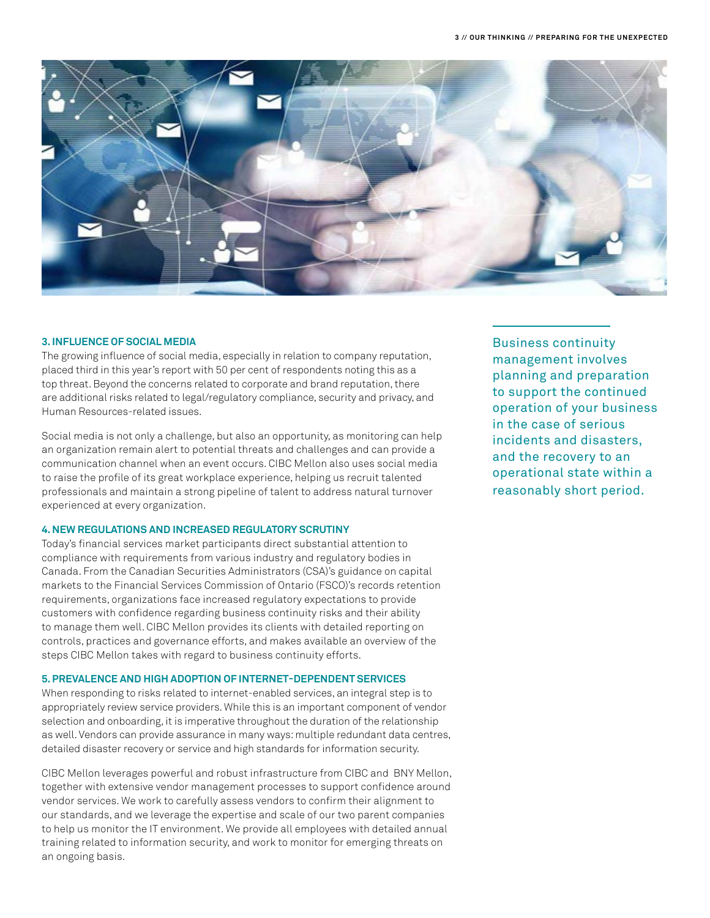### 3. INFLUENCE OF SOCIAL MEDIA

The growing influence of social media, especially in relation to company reputation, placed third in this year's report with 50 per cent of respondents noting this as a top threat. Beyond the concerns related to corporate and brand reputation, there are additional risks related to legal/regulatory compliance, security and privacy, and Human Resources-related issues.

Social media is not only a challenge, but also an opportunity, as monitoring can help an organization remain alert to potential threats and challenges and can provide a communication channel when an event occurs. CIBC Mellon also uses social media to raise the profile of its great workplace experience, helping us recruit talented professionals and maintain a strong pipeline of talent to address natural turnover experienced at every organization.

### 4. NEW REGULATIONS AND INCREASED REGULATORY SCRUTINY

Today's financial services market participants direct substantial attention to compliance with requirements from various industry and regulatory bodies in Canada. From the Canadian Securities Administrators (CSA)'s guidance on capital markets to the Financial Services Commission of Ontario (FSCO)'s records retention requirements, organizations face increased regulatory expectations to provide customers with confidence regarding business continuity risks and their ability to manage them well. CIBC Mellon provides its clients with detailed reporting on controls, practices and governance efforts, and makes available an overview of the steps CIBC Mellon takes with regard to business continuity efforts.

### 5. PREVALENCE AND HIGH ADOPTION OF INTERNET-DEPENDENT SERVICES

When responding to risks related to internet-enabled services, an integral step is to appropriately review service providers. While this is an important component of vendor selection and onboarding, it is imperative throughout the duration of the relationship as well. Vendors can provide assurance in many ways: multiple redundant data centres, detailed disaster recovery or service and high standards for information security.

CIBC Mellon leverages powerful and robust infrastructure from CIBC and BNY Mellon, together with extensive vendor management processes to support confidence around vendor services. We work to carefully assess vendors to confirm their alignment to our standards, and we leverage the expertise and scale of our two parent companies to help us monitor the IT environment. We provide all employees with detailed annual training related to information security, and work to monitor for emerging threats on an ongoing basis.

Business continuity management involves planning and preparation to support the continued operation of your business in the case of serious incidents and disasters, and the recovery to an operational state within a reasonably short period.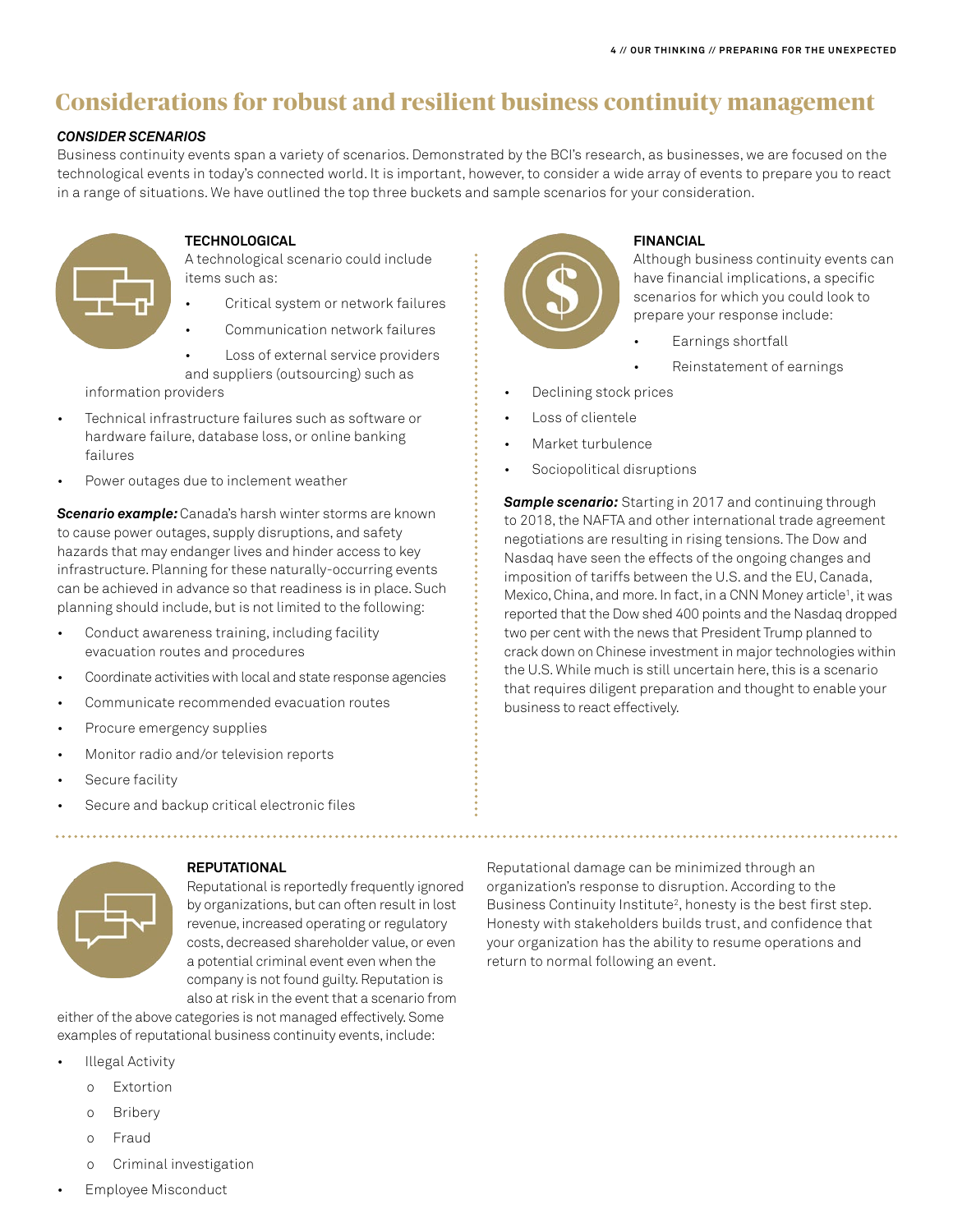# Considerations for robust and resilient business continuity management

***CONSIDER SCENARIOS***

Business continuity events span a variety of scenarios. Demonstrated by the BCI's research, as businesses, we are focused on the technological events in today's connected world. It is important, however, to consider a wide array of events to prepare you to react in a range of situations. We have outlined the top three buckets and sample scenarios for your consideration.

### TECHNOLOGICAL

A technological scenario could include items such as:

- Critical system or network failures
- Communication network failures
- Loss of external service providers and suppliers (outsourcing) such as information providers
- Technical infrastructure failures such as software or hardware failure, database loss, or online banking failures
- Power outages due to inclement weather

***Scenario example:*** Canada's harsh winter storms are known to cause power outages, supply disruptions, and safety hazards that may endanger lives and hinder access to key infrastructure. Planning for these naturally-occurring events can be achieved in advance so that readiness is in place. Such planning should include, but is not limited to the following:

- Conduct awareness training, including facility evacuation routes and procedures
- Coordinate activities with local and state response agencies
- Communicate recommended evacuation routes
- Procure emergency supplies
- Monitor radio and/or television reports
- Secure facility
- Secure and backup critical electronic files

### FINANCIAL

Although business continuity events can have financial implications, a specific scenarios for which you could look to prepare your response include:

- Earnings shortfall
- Reinstatement of earnings
- Declining stock prices
- Loss of clientele
- Market turbulence
- Sociopolitical disruptions

***Sample scenario:*** Starting in 2017 and continuing through to 2018, the NAFTA and other international trade agreement negotiations are resulting in rising tensions. The Dow and Nasdaq have seen the effects of the ongoing changes and imposition of tariffs between the U.S. and the EU, Canada, Mexico, China, and more. In fact, in a CNN Money article[1], it was reported that the Dow shed 400 points and the Nasdaq dropped two per cent with the news that President Trump planned to crack down on Chinese investment in major technologies within the U.S. While much is still uncertain here, this is a scenario that requires diligent preparation and thought to enable your business to react effectively.

### REPUTATIONAL

Reputational is reportedly frequently ignored by organizations, but can often result in lost revenue, increased operating or regulatory costs, decreased shareholder value, or even a potential criminal event even when the company is not found guilty. Reputation is also at risk in the event that a scenario from either of the above categories is not managed effectively. Some examples of reputational business continuity events, include:

- Illegal Activity
  - Extortion
  - Bribery
  - Fraud
  - Criminal investigation
- Employee Misconduct

Reputational damage can be minimized through an organization's response to disruption. According to the Business Continuity Institute[2], honesty is the best first step. Honesty with stakeholders builds trust, and confidence that your organization has the ability to resume operations and return to normal following an event.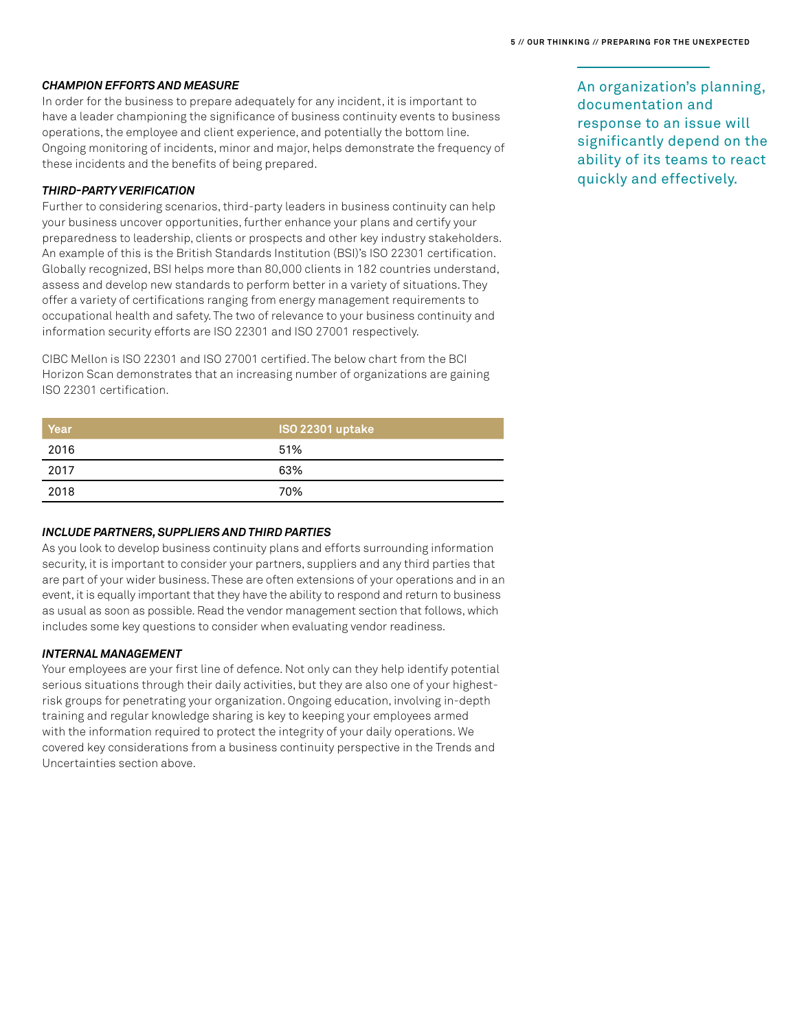### *CHAMPION EFFORTS AND MEASURE*

In order for the business to prepare adequately for any incident, it is important to have a leader championing the significance of business continuity events to business operations, the employee and client experience, and potentially the bottom line. Ongoing monitoring of incidents, minor and major, helps demonstrate the frequency of these incidents and the benefits of being prepared.

### *THIRD-PARTY VERIFICATION*

Further to considering scenarios, third-party leaders in business continuity can help your business uncover opportunities, further enhance your plans and certify your preparedness to leadership, clients or prospects and other key industry stakeholders. An example of this is the British Standards Institution (BSI)'s ISO 22301 certification. Globally recognized, BSI helps more than 80,000 clients in 182 countries understand, assess and develop new standards to perform better in a variety of situations. They offer a variety of certifications ranging from energy management requirements to occupational health and safety. The two of relevance to your business continuity and information security efforts are ISO 22301 and ISO 27001 respectively.

CIBC Mellon is ISO 22301 and ISO 27001 certified. The below chart from the BCI Horizon Scan demonstrates that an increasing number of organizations are gaining ISO 22301 certification.

| Year | ISO 22301 uptake |
|---|---|
| 2016 | 51% |
| 2017 | 63% |
| 2018 | 70% |

### *INCLUDE PARTNERS, SUPPLIERS AND THIRD PARTIES*

As you look to develop business continuity plans and efforts surrounding information security, it is important to consider your partners, suppliers and any third parties that are part of your wider business. These are often extensions of your operations and in an event, it is equally important that they have the ability to respond and return to business as usual as soon as possible. Read the vendor management section that follows, which includes some key questions to consider when evaluating vendor readiness.

### *INTERNAL MANAGEMENT*

Your employees are your first line of defence. Not only can they help identify potential serious situations through their daily activities, but they are also one of your highest-risk groups for penetrating your organization. Ongoing education, involving in-depth training and regular knowledge sharing is key to keeping your employees armed with the information required to protect the integrity of your daily operations. We covered key considerations from a business continuity perspective in the Trends and Uncertainties section above.

An organization's planning, documentation and response to an issue will significantly depend on the ability of its teams to react quickly and effectively.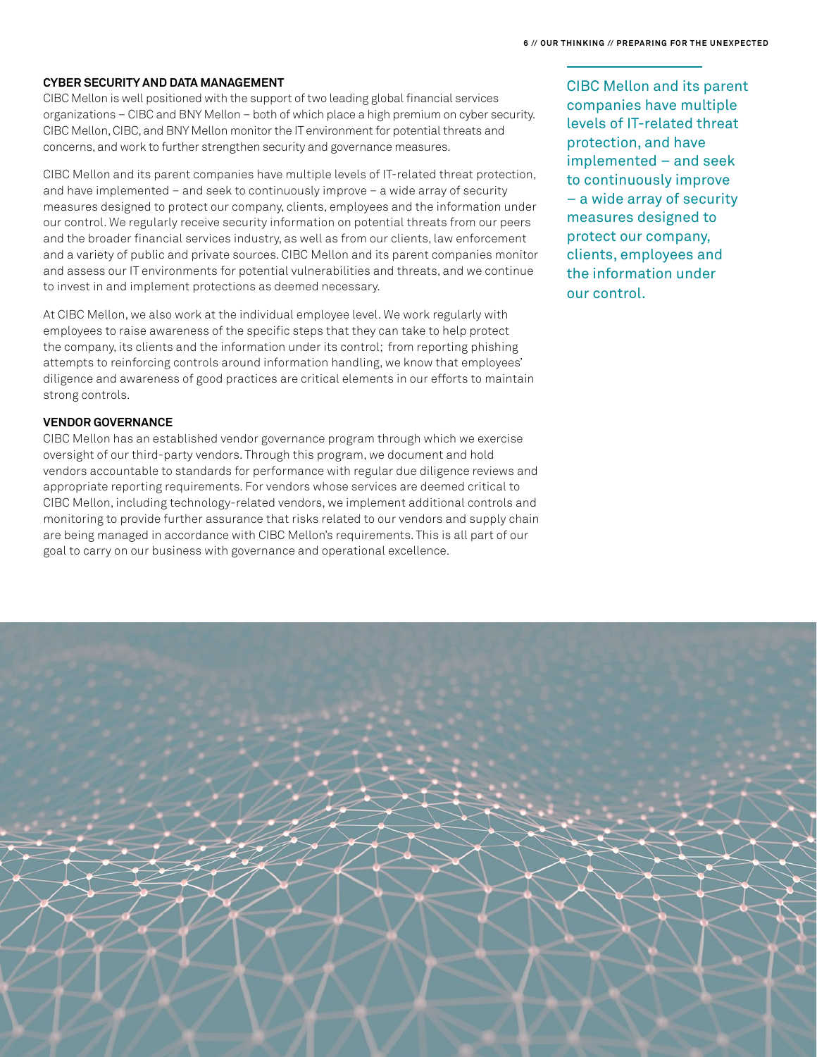## CYBER SECURITY AND DATA MANAGEMENT

CIBC Mellon is well positioned with the support of two leading global financial services organizations – CIBC and BNY Mellon – both of which place a high premium on cyber security. CIBC Mellon, CIBC, and BNY Mellon monitor the IT environment for potential threats and concerns, and work to further strengthen security and governance measures.

CIBC Mellon and its parent companies have multiple levels of IT-related threat protection, and have implemented – and seek to continuously improve – a wide array of security measures designed to protect our company, clients, employees and the information under our control. We regularly receive security information on potential threats from our peers and the broader financial services industry, as well as from our clients, law enforcement and a variety of public and private sources. CIBC Mellon and its parent companies monitor and assess our IT environments for potential vulnerabilities and threats, and we continue to invest in and implement protections as deemed necessary.

At CIBC Mellon, we also work at the individual employee level. We work regularly with employees to raise awareness of the specific steps that they can take to help protect the company, its clients and the information under its control; from reporting phishing attempts to reinforcing controls around information handling, we know that employees' diligence and awareness of good practices are critical elements in our efforts to maintain strong controls.

## VENDOR GOVERNANCE

CIBC Mellon has an established vendor governance program through which we exercise oversight of our third-party vendors. Through this program, we document and hold vendors accountable to standards for performance with regular due diligence reviews and appropriate reporting requirements. For vendors whose services are deemed critical to CIBC Mellon, including technology-related vendors, we implement additional controls and monitoring to provide further assurance that risks related to our vendors and supply chain are being managed in accordance with CIBC Mellon's requirements. This is all part of our goal to carry on our business with governance and operational excellence.

> CIBC Mellon and its parent companies have multiple levels of IT-related threat protection, and have implemented – and seek to continuously improve – a wide array of security measures designed to protect our company, clients, employees and the information under our control.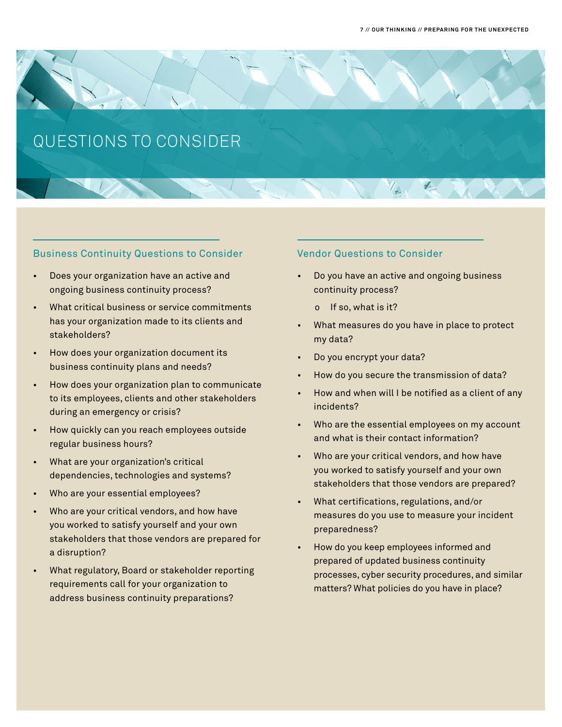# QUESTIONS TO CONSIDER

## Business Continuity Questions to Consider

- Does your organization have an active and ongoing business continuity process?
- What critical business or service commitments has your organization made to its clients and stakeholders?
- How does your organization document its business continuity plans and needs?
- How does your organization plan to communicate to its employees, clients and other stakeholders during an emergency or crisis?
- How quickly can you reach employees outside regular business hours?
- What are your organization's critical dependencies, technologies and systems?
- Who are your essential employees?
- Who are your critical vendors, and how have you worked to satisfy yourself and your own stakeholders that those vendors are prepared for a disruption?
- What regulatory, Board or stakeholder reporting requirements call for your organization to address business continuity preparations?

## Vendor Questions to Consider

- Do you have an active and ongoing business continuity process?
  - If so, what is it?
- What measures do you have in place to protect my data?
- Do you encrypt your data?
- How do you secure the transmission of data?
- How and when will I be notified as a client of any incidents?
- Who are the essential employees on my account and what is their contact information?
- Who are your critical vendors, and how have you worked to satisfy yourself and your own stakeholders that those vendors are prepared?
- What certifications, regulations, and/or measures do you use to measure your incident preparedness?
- How do you keep employees informed and prepared of updated business continuity processes, cyber security procedures, and similar matters? What policies do you have in place?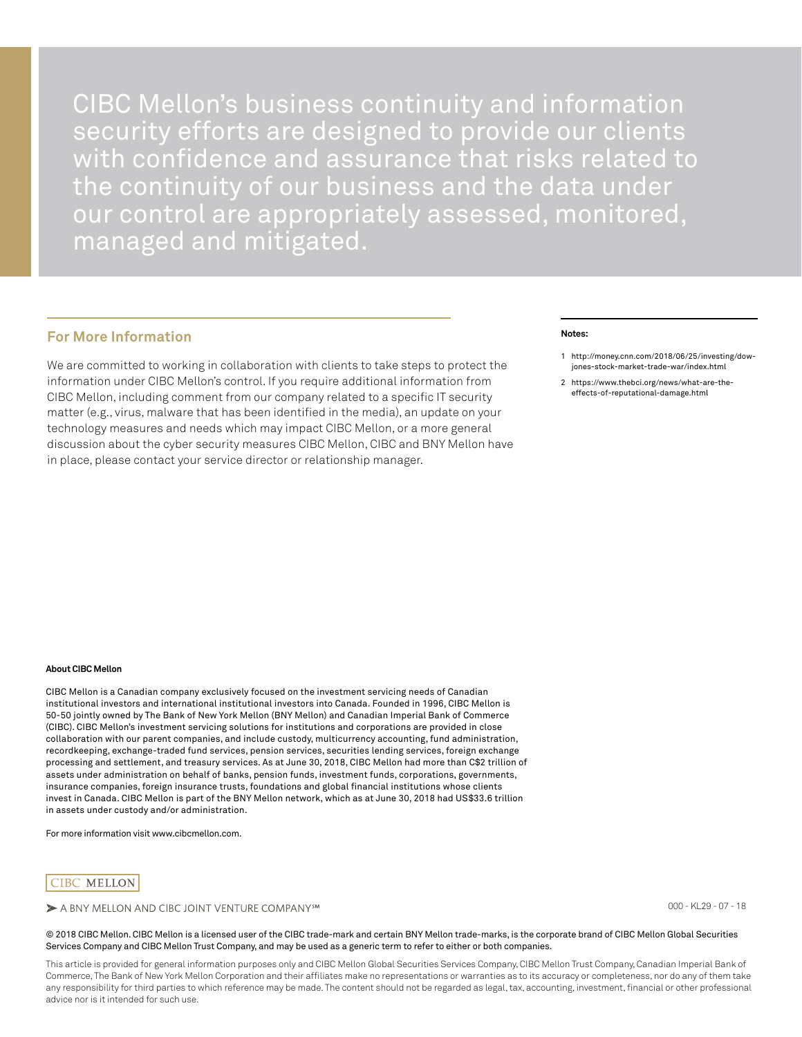CIBC Mellon's business continuity and information security efforts are designed to provide our clients with confidence and assurance that risks related to the continuity of our business and the data under our control are appropriately assessed, monitored, managed and mitigated.

## For More Information

We are committed to working in collaboration with clients to take steps to protect the information under CIBC Mellon's control. If you require additional information from CIBC Mellon, including comment from our company related to a specific IT security matter (e.g., virus, malware that has been identified in the media), an update on your technology measures and needs which may impact CIBC Mellon, or a more general discussion about the cyber security measures CIBC Mellon, CIBC and BNY Mellon have in place, please contact your service director or relationship manager.

**Notes:**

1. http://money.cnn.com/2018/06/25/investing/dow-jones-stock-market-trade-war/index.html
2. https://www.thebci.org/news/what-are-the-effects-of-reputational-damage.html

**About CIBC Mellon**

CIBC Mellon is a Canadian company exclusively focused on the investment servicing needs of Canadian institutional investors and international institutional investors into Canada. Founded in 1996, CIBC Mellon is 50-50 jointly owned by The Bank of New York Mellon (BNY Mellon) and Canadian Imperial Bank of Commerce (CIBC). CIBC Mellon's investment servicing solutions for institutions and corporations are provided in close collaboration with our parent companies, and include custody, multicurrency accounting, fund administration, recordkeeping, exchange-traded fund services, pension services, securities lending services, foreign exchange processing and settlement, and treasury services. As at June 30, 2018, CIBC Mellon had more than C$2 trillion of assets under administration on behalf of banks, pension funds, investment funds, corporations, governments, insurance companies, foreign insurance trusts, foundations and global financial institutions whose clients invest in Canada. CIBC Mellon is part of the BNY Mellon network, which as at June 30, 2018 had US$33.6 trillion in assets under custody and/or administration.

For more information visit www.cibcmellon.com.

CIBC MELLON

A BNY MELLON AND CIBC JOINT VENTURE COMPANY℠

000 - KL29 - 07 - 18

© 2018 CIBC Mellon. CIBC Mellon is a licensed user of the CIBC trade-mark and certain BNY Mellon trade-marks, is the corporate brand of CIBC Mellon Global Securities Services Company and CIBC Mellon Trust Company, and may be used as a generic term to refer to either or both companies.

This article is provided for general information purposes only and CIBC Mellon Global Securities Services Company, CIBC Mellon Trust Company, Canadian Imperial Bank of Commerce, The Bank of New York Mellon Corporation and their affiliates make no representations or warranties as to its accuracy or completeness, nor do any of them take any responsibility for third parties to which reference may be made. The content should not be regarded as legal, tax, accounting, investment, financial or other professional advice nor is it intended for such use.